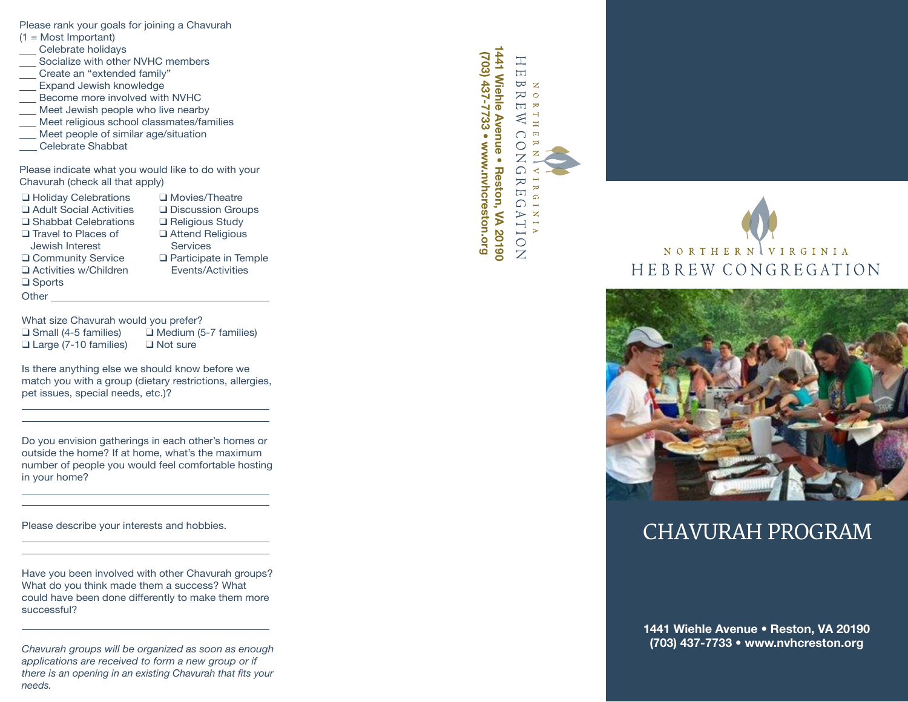Please rank your goals for joining a Chavurah
(1 = Most Important)

___ Celebrate holidays
___ Socialize with other NVHC members
___ Create an "extended family"
___ Expand Jewish knowledge
___ Become more involved with NVHC
___ Meet Jewish people who live nearby
___ Meet religious school classmates/families
___ Meet people of similar age/situation
___ Celebrate Shabbat

Please indicate what you would like to do with your Chavurah (check all that apply)

- ❑ Holiday Celebrations
- ❑ Adult Social Activities
- ❑ Shabbat Celebrations
- ❑ Travel to Places of Jewish Interest
- ❑ Community Service
- ❑ Activities w/Children
- ❑ Sports
- ❑ Movies/Theatre
- ❑ Discussion Groups
- ❑ Religious Study
- ❑ Attend Religious Services
- ❑ Participate in Temple Events/Activities

Other ______________________________

What size Chavurah would you prefer?

- ❑ Small (4-5 families)
- ❑ Medium (5-7 families)
- ❑ Large (7-10 families)
- ❑ Not sure

Is there anything else we should know before we match you with a group (dietary restrictions, allergies, pet issues, special needs, etc.)?

______________________________

______________________________

Do you envision gatherings in each other's homes or outside the home? If at home, what's the maximum number of people you would feel comfortable hosting in your home?

______________________________

______________________________

Please describe your interests and hobbies.

______________________________

______________________________

Have you been involved with other Chavurah groups? What do you think made them a success? What could have been done differently to make them more successful?

______________________________

*Chavurah groups will be organized as soon as enough applications are received to form a new group or if there is an opening in an existing Chavurah that fits your needs.*

NORTHERN VIRGINIA
HEBREW CONGREGATION

**1441 Wiehle Avenue • Reston, VA 20190**
**(703) 437-7733 • www.nvhcreston.org**

NORTHERN VIRGINIA
HEBREW CONGREGATION

# CHAVURAH PROGRAM

**1441 Wiehle Avenue • Reston, VA 20190**
**(703) 437-7733 • www.nvhcreston.org**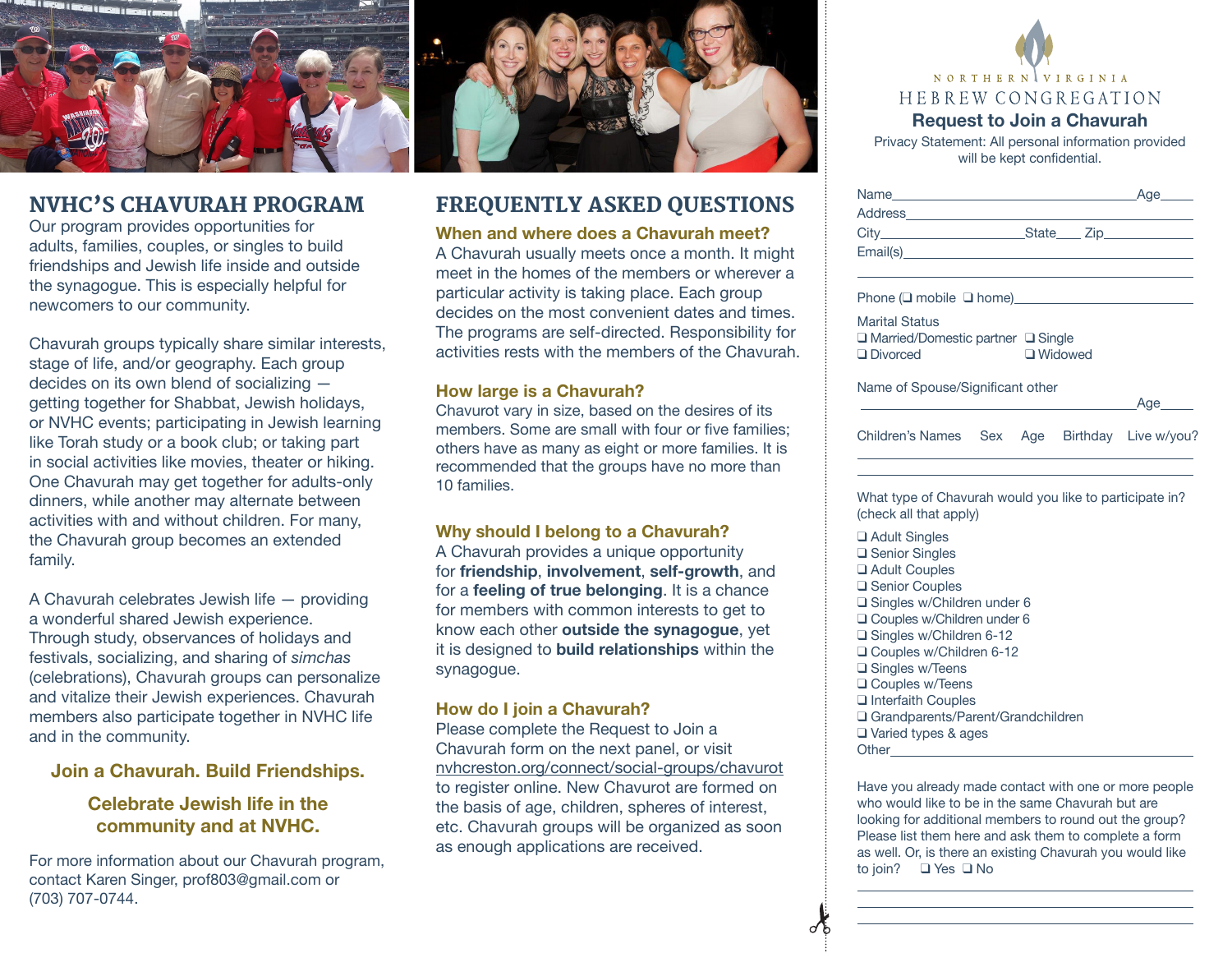## NVHC'S CHAVURAH PROGRAM

Our program provides opportunities for adults, families, couples, or singles to build friendships and Jewish life inside and outside the synagogue. This is especially helpful for newcomers to our community.

Chavurah groups typically share similar interests, stage of life, and/or geography. Each group decides on its own blend of socializing — getting together for Shabbat, Jewish holidays, or NVHC events; participating in Jewish learning like Torah study or a book club; or taking part in social activities like movies, theater or hiking. One Chavurah may get together for adults-only dinners, while another may alternate between activities with and without children. For many, the Chavurah group becomes an extended family.

A Chavurah celebrates Jewish life — providing a wonderful shared Jewish experience. Through study, observances of holidays and festivals, socializing, and sharing of *simchas* (celebrations), Chavurah groups can personalize and vitalize their Jewish experiences. Chavurah members also participate together in NVHC life and in the community.

**Join a Chavurah. Build Friendships.**

**Celebrate Jewish life in the community and at NVHC.**

For more information about our Chavurah program, contact Karen Singer, prof803@gmail.com or (703) 707-0744.

## FREQUENTLY ASKED QUESTIONS

### When and where does a Chavurah meet?

A Chavurah usually meets once a month. It might meet in the homes of the members or wherever a particular activity is taking place. Each group decides on the most convenient dates and times. The programs are self-directed. Responsibility for activities rests with the members of the Chavurah.

### How large is a Chavurah?

Chavurot vary in size, based on the desires of its members. Some are small with four or five families; others have as many as eight or more families. It is recommended that the groups have no more than 10 families.

### Why should I belong to a Chavurah?

A Chavurah provides a unique opportunity for **friendship**, **involvement**, **self-growth**, and for a **feeling of true belonging**. It is a chance for members with common interests to get to know each other **outside the synagogue**, yet it is designed to **build relationships** within the synagogue.

### How do I join a Chavurah?

Please complete the Request to Join a Chavurah form on the next panel, or visit nvhcreston.org/connect/social-groups/chavurot to register online. New Chavurot are formed on the basis of age, children, spheres of interest, etc. Chavurah groups will be organized as soon as enough applications are received.

NORTHERN VIRGINIA HEBREW CONGREGATION

## Request to Join a Chavurah

Privacy Statement: All personal information provided will be kept confidential.

Name\_\_\_\_\_\_\_\_\_\_\_\_\_\_\_\_\_\_\_\_\_\_\_\_\_\_\_\_\_\_ Age\_\_\_\_\_

Address\_\_\_\_\_\_\_\_\_\_\_\_\_\_\_\_\_\_\_\_\_\_\_\_\_\_\_\_\_\_\_\_\_\_\_\_

City\_\_\_\_\_\_\_\_\_\_\_\_\_\_\_\_ State\_\_\_\_ Zip\_\_\_\_\_\_\_\_\_\_

Email(s)\_\_\_\_\_\_\_\_\_\_\_\_\_\_\_\_\_\_\_\_\_\_\_\_\_\_\_\_\_\_\_\_\_\_\_

Phone (❑ mobile ❑ home)\_\_\_\_\_\_\_\_\_\_\_\_\_\_\_\_\_\_\_\_\_\_

Marital Status

❑ Married/Domestic partner ❑ Single
❑ Divorced ❑ Widowed

Name of Spouse/Significant other

\_\_\_\_\_\_\_\_\_\_\_\_\_\_\_\_\_\_\_\_\_\_\_\_\_\_\_\_\_\_\_\_\_\_\_\_ Age\_\_\_\_\_

Children's Names Sex Age Birthday Live w/you?

What type of Chavurah would you like to participate in? (check all that apply)

- ❑ Adult Singles
- ❑ Senior Singles
- ❑ Adult Couples
- ❑ Senior Couples
- ❑ Singles w/Children under 6
- ❑ Couples w/Children under 6
- ❑ Singles w/Children 6-12
- ❑ Couples w/Children 6-12
- ❑ Singles w/Teens
- ❑ Couples w/Teens
- ❑ Interfaith Couples
- ❑ Grandparents/Parent/Grandchildren
- ❑ Varied types & ages

Other\_\_\_\_\_\_\_\_\_\_\_\_\_\_\_\_\_\_\_\_\_\_\_\_\_\_\_\_\_\_\_\_\_\_\_\_\_\_\_

Have you already made contact with one or more people who would like to be in the same Chavurah but are looking for additional members to round out the group? Please list them here and ask them to complete a form as well. Or, is there an existing Chavurah you would like to join? ❑ Yes ❑ No